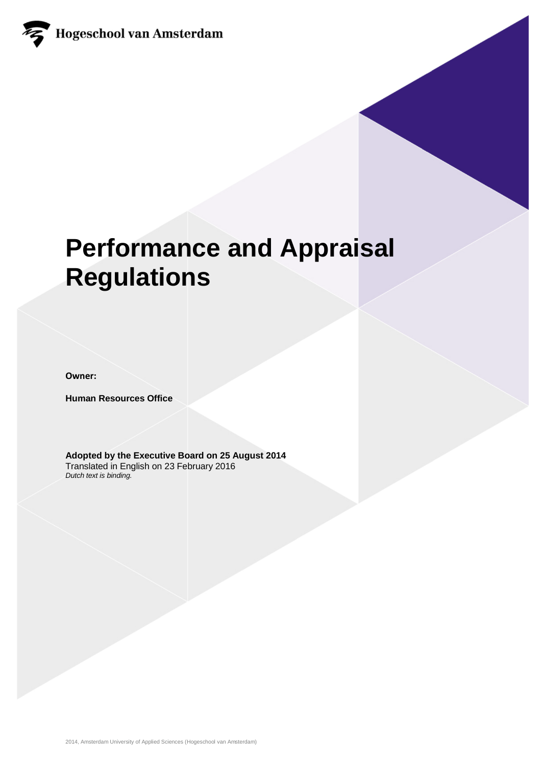Hogeschool van Amsterdam

# Performance and Appraisal Regulations

**Owner:**

**Human Resources Office**

**Adopted by the Executive Board on 25 August 2014**
Translated in English on 23 February 2016
*Dutch text is binding.*

2014, Amsterdam University of Applied Sciences (Hogeschool van Amsterdam)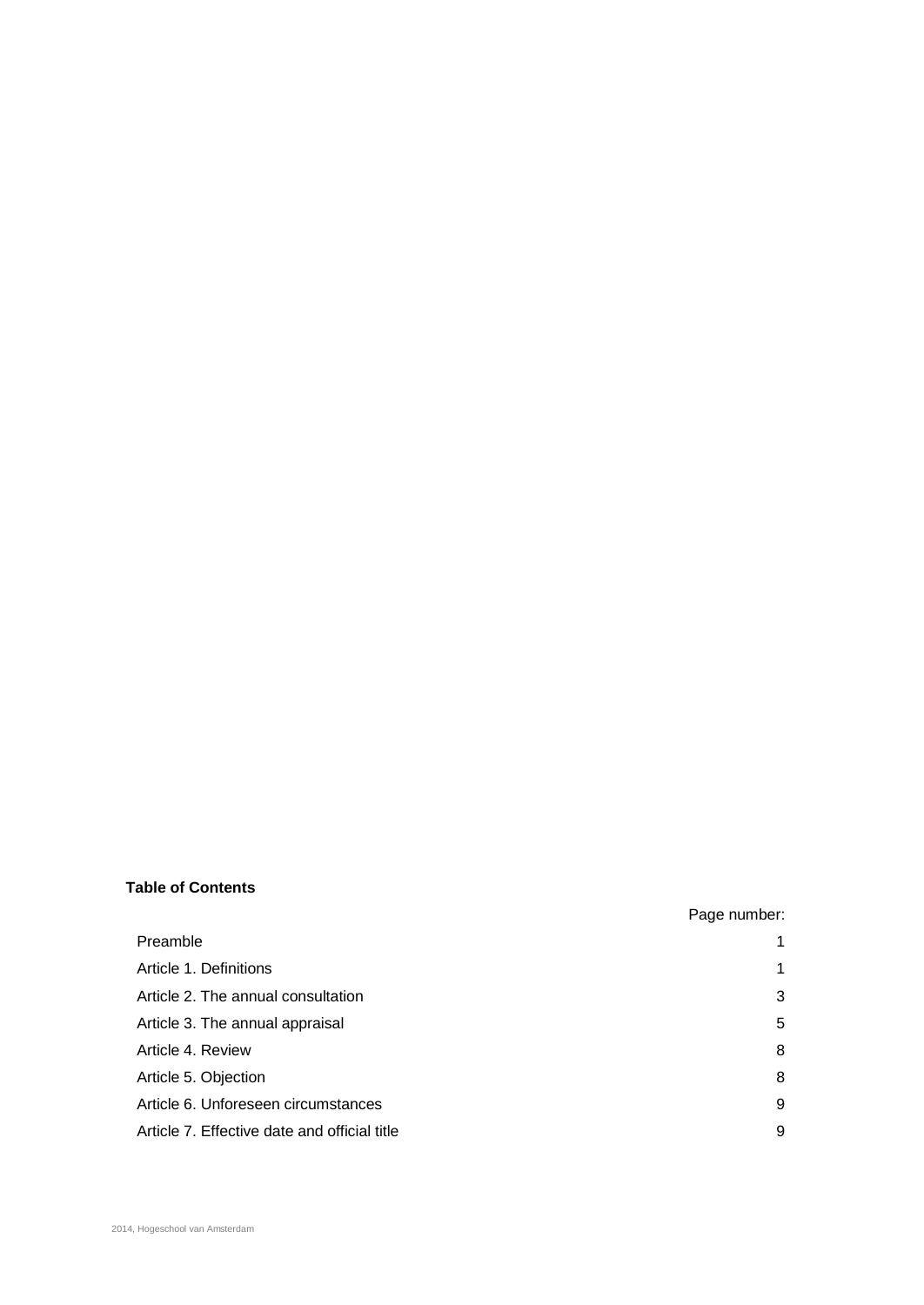**Table of Contents**

| | Page number: |
|---|---|
| Preamble | 1 |
| Article 1. Definitions | 1 |
| Article 2. The annual consultation | 3 |
| Article 3. The annual appraisal | 5 |
| Article 4. Review | 8 |
| Article 5. Objection | 8 |
| Article 6. Unforeseen circumstances | 9 |
| Article 7. Effective date and official title | 9 |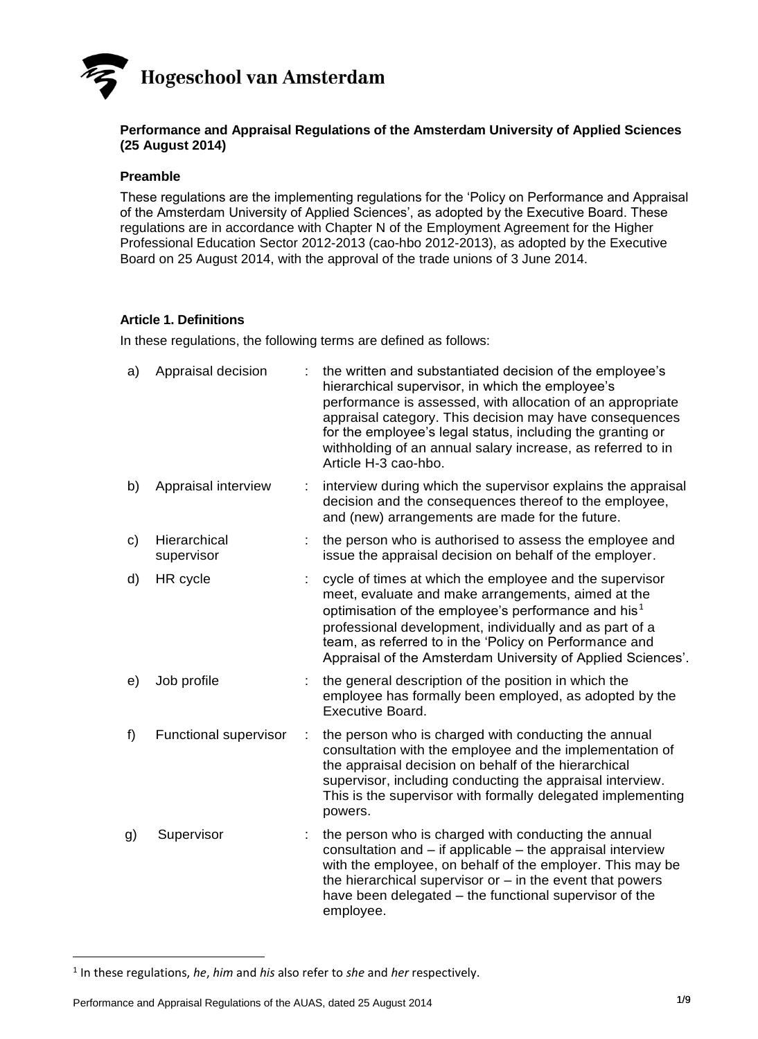**Hogeschool van Amsterdam**

## Performance and Appraisal Regulations of the Amsterdam University of Applied Sciences (25 August 2014)

### Preamble

These regulations are the implementing regulations for the 'Policy on Performance and Appraisal of the Amsterdam University of Applied Sciences', as adopted by the Executive Board. These regulations are in accordance with Chapter N of the Employment Agreement for the Higher Professional Education Sector 2012-2013 (cao-hbo 2012-2013), as adopted by the Executive Board on 25 August 2014, with the approval of the trade unions of 3 June 2014.

### Article 1. Definitions

In these regulations, the following terms are defined as follows:

| | | | |
|---|---|---|---|
| a) | Appraisal decision | : | the written and substantiated decision of the employee's hierarchical supervisor, in which the employee's performance is assessed, with allocation of an appropriate appraisal category. This decision may have consequences for the employee's legal status, including the granting or withholding of an annual salary increase, as referred to in Article H-3 cao-hbo. |
| b) | Appraisal interview | : | interview during which the supervisor explains the appraisal decision and the consequences thereof to the employee, and (new) arrangements are made for the future. |
| c) | Hierarchical supervisor | : | the person who is authorised to assess the employee and issue the appraisal decision on behalf of the employer. |
| d) | HR cycle | : | cycle of times at which the employee and the supervisor meet, evaluate and make arrangements, aimed at the optimisation of the employee's performance and his[1] professional development, individually and as part of a team, as referred to in the 'Policy on Performance and Appraisal of the Amsterdam University of Applied Sciences'. |
| e) | Job profile | : | the general description of the position in which the employee has formally been employed, as adopted by the Executive Board. |
| f) | Functional supervisor | : | the person who is charged with conducting the annual consultation with the employee and the implementation of the appraisal decision on behalf of the hierarchical supervisor, including conducting the appraisal interview. This is the supervisor with formally delegated implementing powers. |
| g) | Supervisor | : | the person who is charged with conducting the annual consultation and – if applicable – the appraisal interview with the employee, on behalf of the employer. This may be the hierarchical supervisor or – in the event that powers have been delegated – the functional supervisor of the employee. |

[1] In these regulations, *he*, *him* and *his* also refer to *she* and *her* respectively.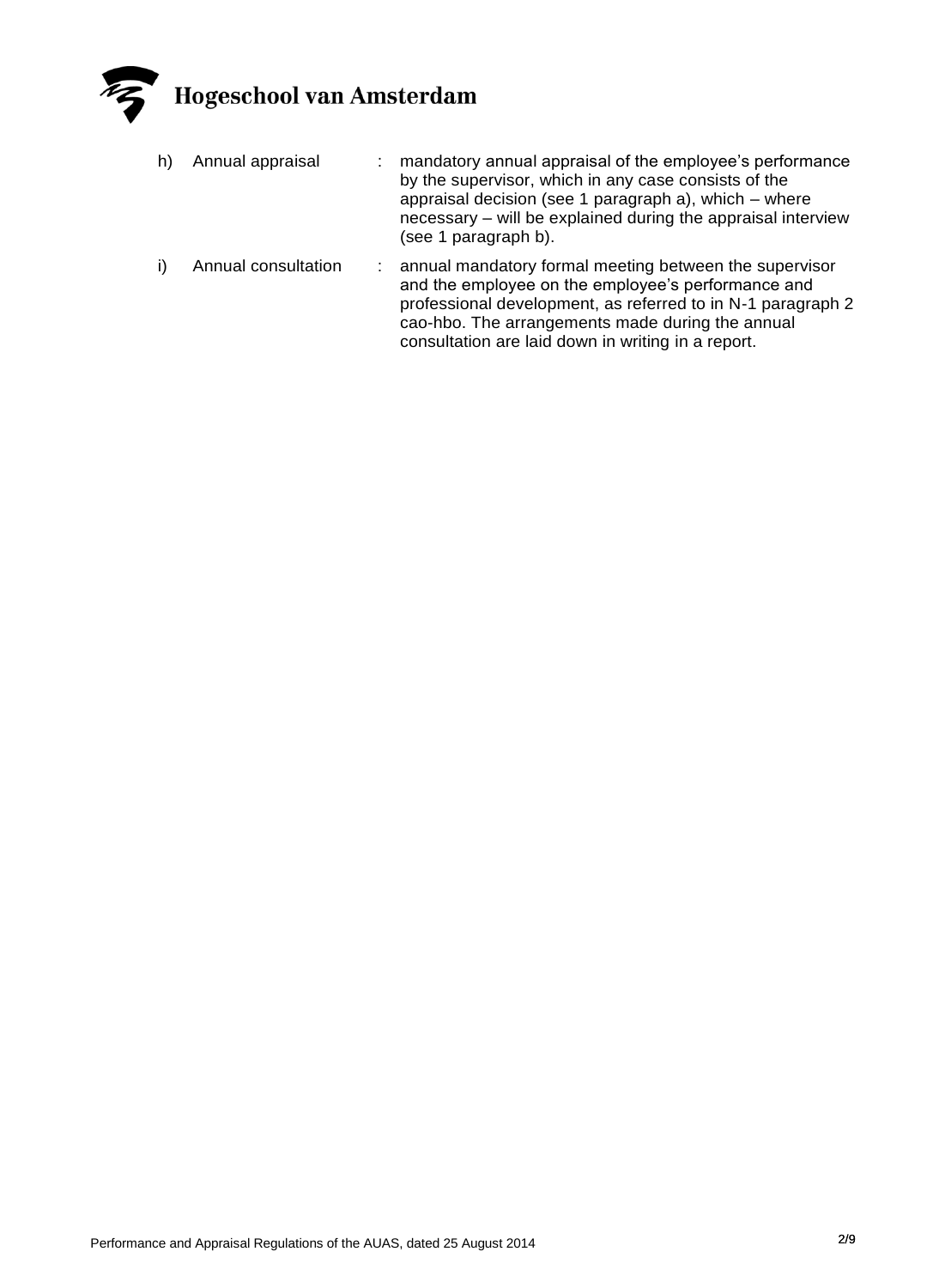h) Annual appraisal : mandatory annual appraisal of the employee's performance by the supervisor, which in any case consists of the appraisal decision (see 1 paragraph a), which – where necessary – will be explained during the appraisal interview (see 1 paragraph b).

i) Annual consultation : annual mandatory formal meeting between the supervisor and the employee on the employee's performance and professional development, as referred to in N-1 paragraph 2 cao-hbo. The arrangements made during the annual consultation are laid down in writing in a report.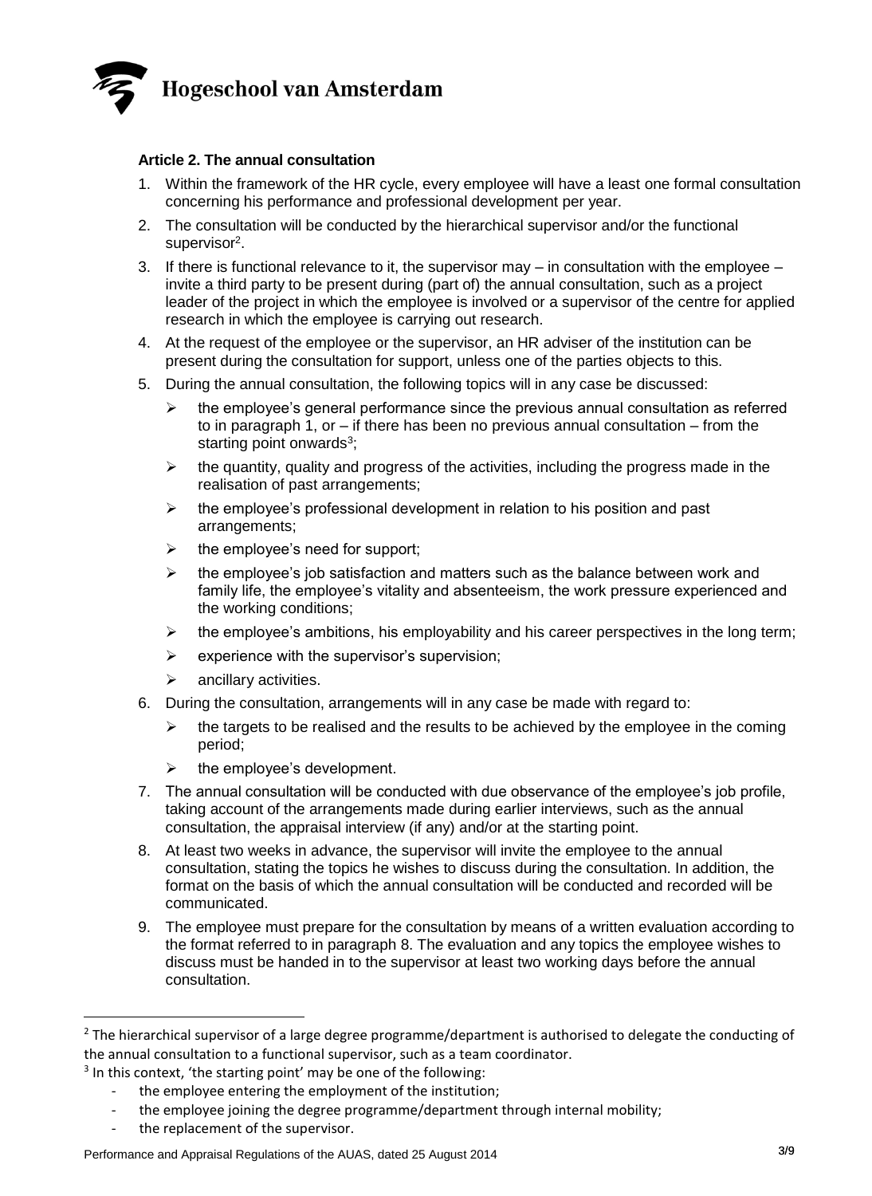**Article 2. The annual consultation**

1. Within the framework of the HR cycle, every employee will have a least one formal consultation concerning his performance and professional development per year.
2. The consultation will be conducted by the hierarchical supervisor and/or the functional supervisor[2].
3. If there is functional relevance to it, the supervisor may – in consultation with the employee – invite a third party to be present during (part of) the annual consultation, such as a project leader of the project in which the employee is involved or a supervisor of the centre for applied research in which the employee is carrying out research.
4. At the request of the employee or the supervisor, an HR adviser of the institution can be present during the consultation for support, unless one of the parties objects to this.
5. During the annual consultation, the following topics will in any case be discussed:
   - the employee's general performance since the previous annual consultation as referred to in paragraph 1, or – if there has been no previous annual consultation – from the starting point onwards[3];
   - the quantity, quality and progress of the activities, including the progress made in the realisation of past arrangements;
   - the employee's professional development in relation to his position and past arrangements;
   - the employee's need for support;
   - the employee's job satisfaction and matters such as the balance between work and family life, the employee's vitality and absenteeism, the work pressure experienced and the working conditions;
   - the employee's ambitions, his employability and his career perspectives in the long term;
   - experience with the supervisor's supervision;
   - ancillary activities.
6. During the consultation, arrangements will in any case be made with regard to:
   - the targets to be realised and the results to be achieved by the employee in the coming period;
   - the employee's development.
7. The annual consultation will be conducted with due observance of the employee's job profile, taking account of the arrangements made during earlier interviews, such as the annual consultation, the appraisal interview (if any) and/or at the starting point.
8. At least two weeks in advance, the supervisor will invite the employee to the annual consultation, stating the topics he wishes to discuss during the consultation. In addition, the format on the basis of which the annual consultation will be conducted and recorded will be communicated.
9. The employee must prepare for the consultation by means of a written evaluation according to the format referred to in paragraph 8. The evaluation and any topics the employee wishes to discuss must be handed in to the supervisor at least two working days before the annual consultation.

---

[2] The hierarchical supervisor of a large degree programme/department is authorised to delegate the conducting of the annual consultation to a functional supervisor, such as a team coordinator.

[3] In this context, 'the starting point' may be one of the following:

- the employee entering the employment of the institution;
- the employee joining the degree programme/department through internal mobility;
- the replacement of the supervisor.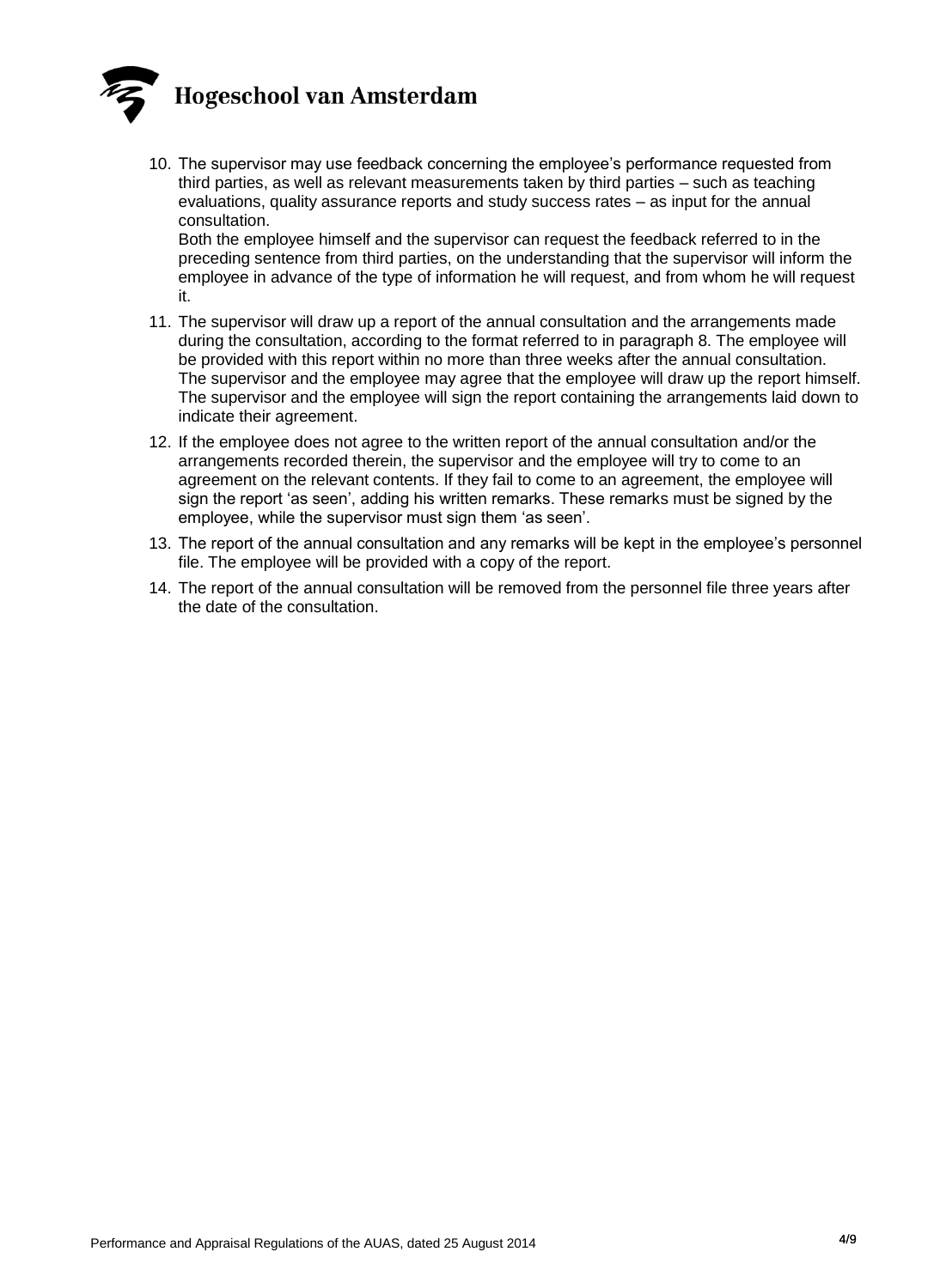10. The supervisor may use feedback concerning the employee's performance requested from third parties, as well as relevant measurements taken by third parties – such as teaching evaluations, quality assurance reports and study success rates – as input for the annual consultation.
    Both the employee himself and the supervisor can request the feedback referred to in the preceding sentence from third parties, on the understanding that the supervisor will inform the employee in advance of the type of information he will request, and from whom he will request it.
11. The supervisor will draw up a report of the annual consultation and the arrangements made during the consultation, according to the format referred to in paragraph 8. The employee will be provided with this report within no more than three weeks after the annual consultation. The supervisor and the employee may agree that the employee will draw up the report himself. The supervisor and the employee will sign the report containing the arrangements laid down to indicate their agreement.
12. If the employee does not agree to the written report of the annual consultation and/or the arrangements recorded therein, the supervisor and the employee will try to come to an agreement on the relevant contents. If they fail to come to an agreement, the employee will sign the report 'as seen', adding his written remarks. These remarks must be signed by the employee, while the supervisor must sign them 'as seen'.
13. The report of the annual consultation and any remarks will be kept in the employee's personnel file. The employee will be provided with a copy of the report.
14. The report of the annual consultation will be removed from the personnel file three years after the date of the consultation.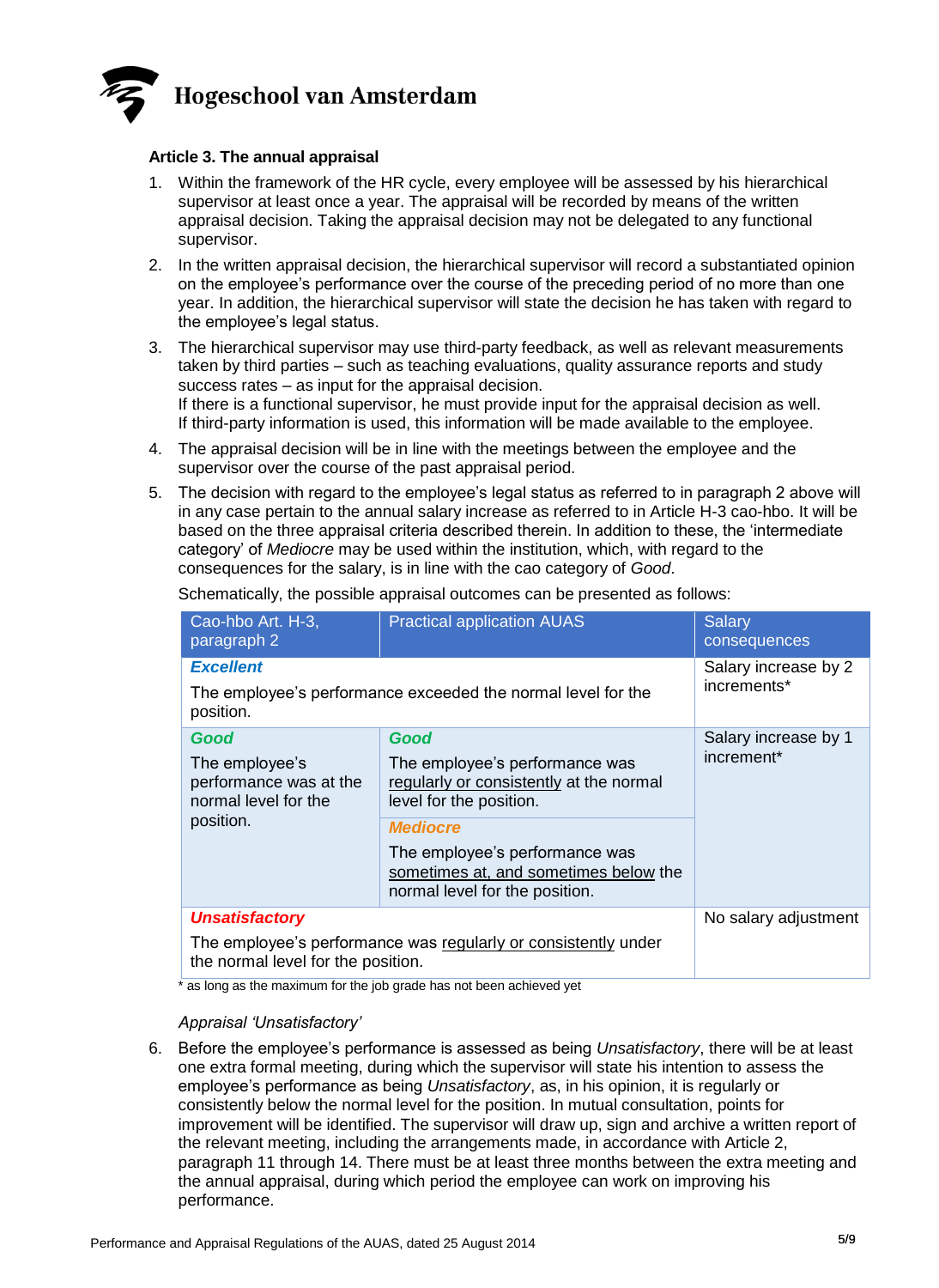### Article 3. The annual appraisal

1. Within the framework of the HR cycle, every employee will be assessed by his hierarchical supervisor at least once a year. The appraisal will be recorded by means of the written appraisal decision. Taking the appraisal decision may not be delegated to any functional supervisor.
2. In the written appraisal decision, the hierarchical supervisor will record a substantiated opinion on the employee's performance over the course of the preceding period of no more than one year. In addition, the hierarchical supervisor will state the decision he has taken with regard to the employee's legal status.
3. The hierarchical supervisor may use third-party feedback, as well as relevant measurements taken by third parties – such as teaching evaluations, quality assurance reports and study success rates – as input for the appraisal decision.
   If there is a functional supervisor, he must provide input for the appraisal decision as well.
   If third-party information is used, this information will be made available to the employee.
4. The appraisal decision will be in line with the meetings between the employee and the supervisor over the course of the past appraisal period.
5. The decision with regard to the employee's legal status as referred to in paragraph 2 above will in any case pertain to the annual salary increase as referred to in Article H-3 cao-hbo. It will be based on the three appraisal criteria described therein. In addition to these, the 'intermediate category' of *Mediocre* may be used within the institution, which, with regard to the consequences for the salary, is in line with the cao category of *Good*.

   Schematically, the possible appraisal outcomes can be presented as follows:

| Cao-hbo Art. H-3, paragraph 2 | Practical application AUAS | Salary consequences |
|---|---|---|
| ***Excellent*** The employee's performance exceeded the normal level for the position. | | Salary increase by 2 increments* |
| ***Good*** The employee's performance was at the normal level for the position. | ***Good*** The employee's performance was regularly or consistently at the normal level for the position. | Salary increase by 1 increment* |
| | ***Mediocre*** The employee's performance was sometimes at, and sometimes below the normal level for the position. | |
| ***Unsatisfactory*** The employee's performance was regularly or consistently under the normal level for the position. | | No salary adjustment |

\* as long as the maximum for the job grade has not been achieved yet

*Appraisal 'Unsatisfactory'*

6. Before the employee's performance is assessed as being *Unsatisfactory*, there will be at least one extra formal meeting, during which the supervisor will state his intention to assess the employee's performance as being *Unsatisfactory*, as, in his opinion, it is regularly or consistently below the normal level for the position. In mutual consultation, points for improvement will be identified. The supervisor will draw up, sign and archive a written report of the relevant meeting, including the arrangements made, in accordance with Article 2, paragraph 11 through 14. There must be at least three months between the extra meeting and the annual appraisal, during which period the employee can work on improving his performance.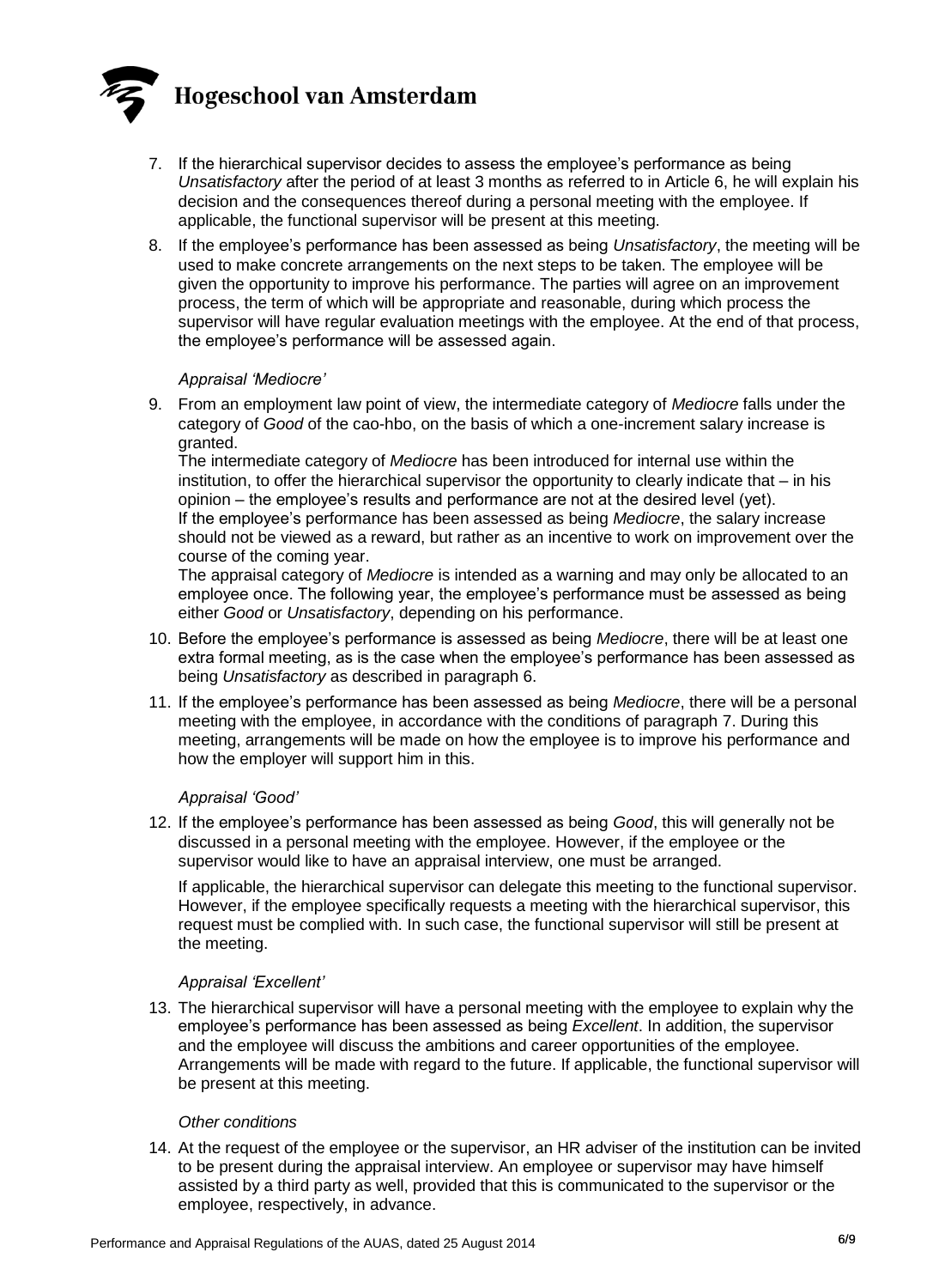7. If the hierarchical supervisor decides to assess the employee's performance as being *Unsatisfactory* after the period of at least 3 months as referred to in Article 6, he will explain his decision and the consequences thereof during a personal meeting with the employee. If applicable, the functional supervisor will be present at this meeting.
8. If the employee's performance has been assessed as being *Unsatisfactory*, the meeting will be used to make concrete arrangements on the next steps to be taken. The employee will be given the opportunity to improve his performance. The parties will agree on an improvement process, the term of which will be appropriate and reasonable, during which process the supervisor will have regular evaluation meetings with the employee. At the end of that process, the employee's performance will be assessed again.

*Appraisal 'Mediocre'*

9. From an employment law point of view, the intermediate category of *Mediocre* falls under the category of *Good* of the cao-hbo, on the basis of which a one-increment salary increase is granted.
   The intermediate category of *Mediocre* has been introduced for internal use within the institution, to offer the hierarchical supervisor the opportunity to clearly indicate that – in his opinion – the employee's results and performance are not at the desired level (yet).
   If the employee's performance has been assessed as being *Mediocre*, the salary increase should not be viewed as a reward, but rather as an incentive to work on improvement over the course of the coming year.
   The appraisal category of *Mediocre* is intended as a warning and may only be allocated to an employee once. The following year, the employee's performance must be assessed as being either *Good* or *Unsatisfactory*, depending on his performance.
10. Before the employee's performance is assessed as being *Mediocre*, there will be at least one extra formal meeting, as is the case when the employee's performance has been assessed as being *Unsatisfactory* as described in paragraph 6.
11. If the employee's performance has been assessed as being *Mediocre*, there will be a personal meeting with the employee, in accordance with the conditions of paragraph 7. During this meeting, arrangements will be made on how the employee is to improve his performance and how the employer will support him in this.

*Appraisal 'Good'*

12. If the employee's performance has been assessed as being *Good*, this will generally not be discussed in a personal meeting with the employee. However, if the employee or the supervisor would like to have an appraisal interview, one must be arranged.

    If applicable, the hierarchical supervisor can delegate this meeting to the functional supervisor. However, if the employee specifically requests a meeting with the hierarchical supervisor, this request must be complied with. In such case, the functional supervisor will still be present at the meeting.

*Appraisal 'Excellent'*

13. The hierarchical supervisor will have a personal meeting with the employee to explain why the employee's performance has been assessed as being *Excellent*. In addition, the supervisor and the employee will discuss the ambitions and career opportunities of the employee. Arrangements will be made with regard to the future. If applicable, the functional supervisor will be present at this meeting.

*Other conditions*

14. At the request of the employee or the supervisor, an HR adviser of the institution can be invited to be present during the appraisal interview. An employee or supervisor may have himself assisted by a third party as well, provided that this is communicated to the supervisor or the employee, respectively, in advance.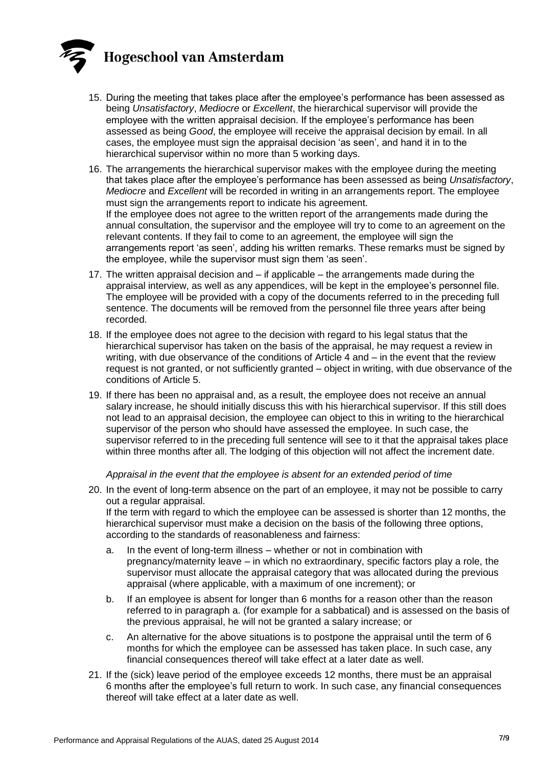15. During the meeting that takes place after the employee's performance has been assessed as being *Unsatisfactory*, *Mediocre* or *Excellent*, the hierarchical supervisor will provide the employee with the written appraisal decision. If the employee's performance has been assessed as being *Good*, the employee will receive the appraisal decision by email. In all cases, the employee must sign the appraisal decision 'as seen', and hand it in to the hierarchical supervisor within no more than 5 working days.

16. The arrangements the hierarchical supervisor makes with the employee during the meeting that takes place after the employee's performance has been assessed as being *Unsatisfactory*, *Mediocre* and *Excellent* will be recorded in writing in an arrangements report. The employee must sign the arrangements report to indicate his agreement.
If the employee does not agree to the written report of the arrangements made during the annual consultation, the supervisor and the employee will try to come to an agreement on the relevant contents. If they fail to come to an agreement, the employee will sign the arrangements report 'as seen', adding his written remarks. These remarks must be signed by the employee, while the supervisor must sign them 'as seen'.

17. The written appraisal decision and – if applicable – the arrangements made during the appraisal interview, as well as any appendices, will be kept in the employee's personnel file. The employee will be provided with a copy of the documents referred to in the preceding full sentence. The documents will be removed from the personnel file three years after being recorded.

18. If the employee does not agree to the decision with regard to his legal status that the hierarchical supervisor has taken on the basis of the appraisal, he may request a review in writing, with due observance of the conditions of Article 4 and – in the event that the review request is not granted, or not sufficiently granted – object in writing, with due observance of the conditions of Article 5.

19. If there has been no appraisal and, as a result, the employee does not receive an annual salary increase, he should initially discuss this with his hierarchical supervisor. If this still does not lead to an appraisal decision, the employee can object to this in writing to the hierarchical supervisor of the person who should have assessed the employee. In such case, the supervisor referred to in the preceding full sentence will see to it that the appraisal takes place within three months after all. The lodging of this objection will not affect the increment date.

*Appraisal in the event that the employee is absent for an extended period of time*

20. In the event of long-term absence on the part of an employee, it may not be possible to carry out a regular appraisal.
If the term with regard to which the employee can be assessed is shorter than 12 months, the hierarchical supervisor must make a decision on the basis of the following three options, according to the standards of reasonableness and fairness:
    a. In the event of long-term illness – whether or not in combination with pregnancy/maternity leave – in which no extraordinary, specific factors play a role, the supervisor must allocate the appraisal category that was allocated during the previous appraisal (where applicable, with a maximum of one increment); or
    b. If an employee is absent for longer than 6 months for a reason other than the reason referred to in paragraph a. (for example for a sabbatical) and is assessed on the basis of the previous appraisal, he will not be granted a salary increase; or
    c. An alternative for the above situations is to postpone the appraisal until the term of 6 months for which the employee can be assessed has taken place. In such case, any financial consequences thereof will take effect at a later date as well.

21. If the (sick) leave period of the employee exceeds 12 months, there must be an appraisal 6 months after the employee's full return to work. In such case, any financial consequences thereof will take effect at a later date as well.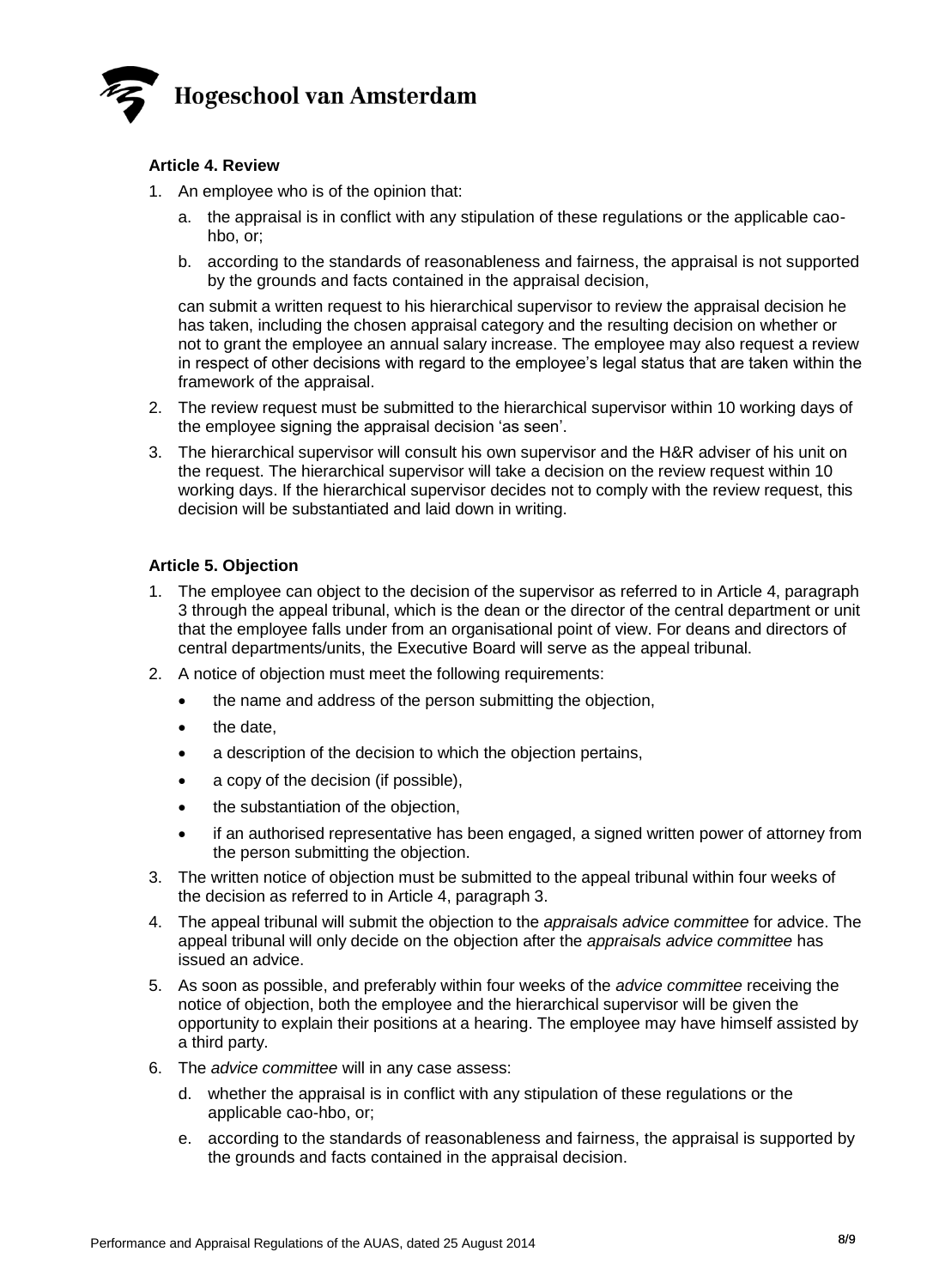### Article 4. Review

1. An employee who is of the opinion that:
   a. the appraisal is in conflict with any stipulation of these regulations or the applicable cao-hbo, or;
   b. according to the standards of reasonableness and fairness, the appraisal is not supported by the grounds and facts contained in the appraisal decision,

   can submit a written request to his hierarchical supervisor to review the appraisal decision he has taken, including the chosen appraisal category and the resulting decision on whether or not to grant the employee an annual salary increase. The employee may also request a review in respect of other decisions with regard to the employee's legal status that are taken within the framework of the appraisal.
2. The review request must be submitted to the hierarchical supervisor within 10 working days of the employee signing the appraisal decision 'as seen'.
3. The hierarchical supervisor will consult his own supervisor and the H&R adviser of his unit on the request. The hierarchical supervisor will take a decision on the review request within 10 working days. If the hierarchical supervisor decides not to comply with the review request, this decision will be substantiated and laid down in writing.

### Article 5. Objection

1. The employee can object to the decision of the supervisor as referred to in Article 4, paragraph 3 through the appeal tribunal, which is the dean or the director of the central department or unit that the employee falls under from an organisational point of view. For deans and directors of central departments/units, the Executive Board will serve as the appeal tribunal.
2. A notice of objection must meet the following requirements:
   - the name and address of the person submitting the objection,
   - the date,
   - a description of the decision to which the objection pertains,
   - a copy of the decision (if possible),
   - the substantiation of the objection,
   - if an authorised representative has been engaged, a signed written power of attorney from the person submitting the objection.
3. The written notice of objection must be submitted to the appeal tribunal within four weeks of the decision as referred to in Article 4, paragraph 3.
4. The appeal tribunal will submit the objection to the *appraisals advice committee* for advice. The appeal tribunal will only decide on the objection after the *appraisals advice committee* has issued an advice.
5. As soon as possible, and preferably within four weeks of the *advice committee* receiving the notice of objection, both the employee and the hierarchical supervisor will be given the opportunity to explain their positions at a hearing. The employee may have himself assisted by a third party.
6. The *advice committee* will in any case assess:
   d. whether the appraisal is in conflict with any stipulation of these regulations or the applicable cao-hbo, or;
   e. according to the standards of reasonableness and fairness, the appraisal is supported by the grounds and facts contained in the appraisal decision.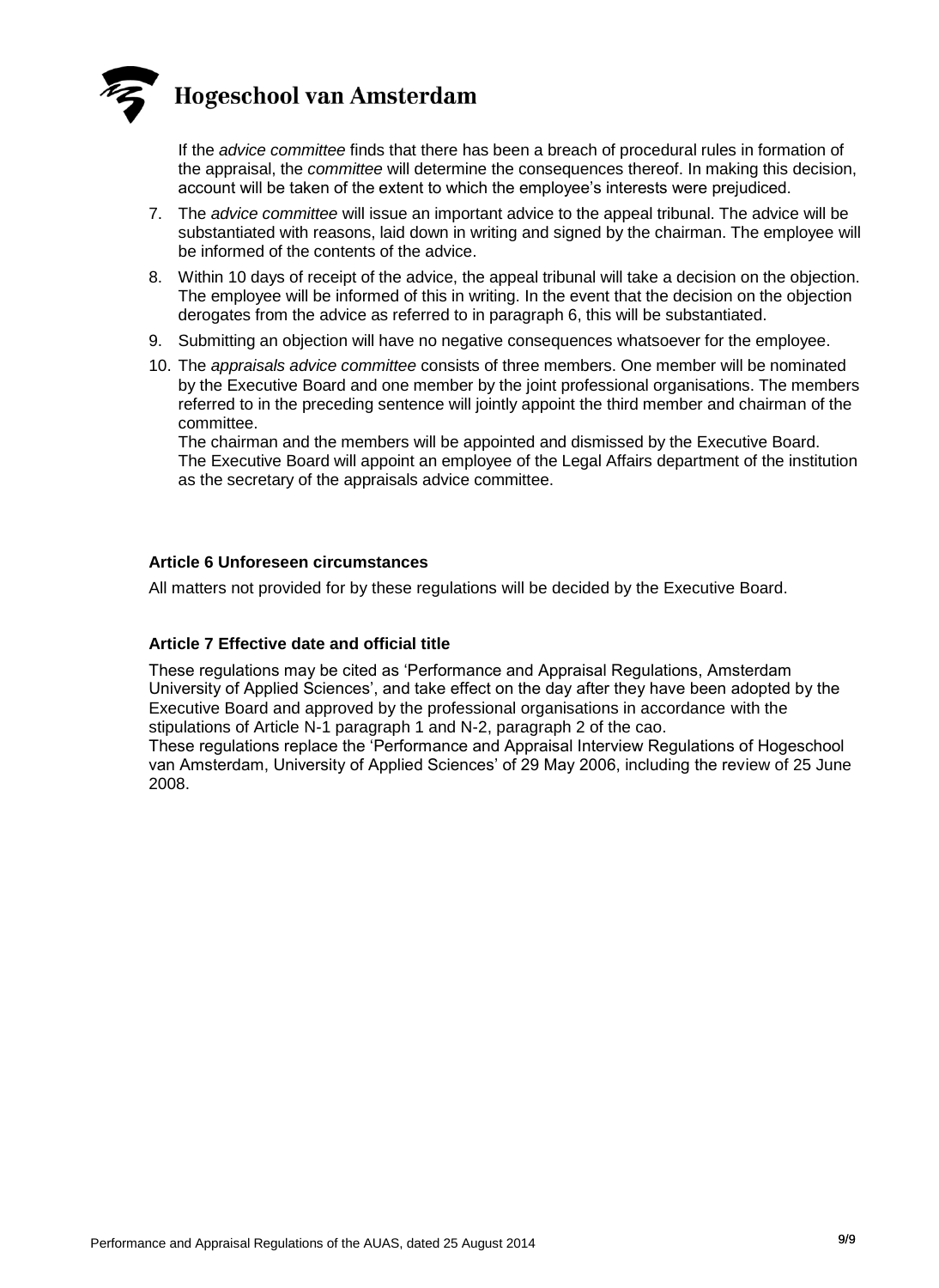If the *advice committee* finds that there has been a breach of procedural rules in formation of the appraisal, the *committee* will determine the consequences thereof. In making this decision, account will be taken of the extent to which the employee's interests were prejudiced.

7. The *advice committee* will issue an important advice to the appeal tribunal. The advice will be substantiated with reasons, laid down in writing and signed by the chairman. The employee will be informed of the contents of the advice.
8. Within 10 days of receipt of the advice, the appeal tribunal will take a decision on the objection. The employee will be informed of this in writing. In the event that the decision on the objection derogates from the advice as referred to in paragraph 6, this will be substantiated.
9. Submitting an objection will have no negative consequences whatsoever for the employee.
10. The *appraisals advice committee* consists of three members. One member will be nominated by the Executive Board and one member by the joint professional organisations. The members referred to in the preceding sentence will jointly appoint the third member and chairman of the committee.
    The chairman and the members will be appointed and dismissed by the Executive Board.
    The Executive Board will appoint an employee of the Legal Affairs department of the institution as the secretary of the appraisals advice committee.

**Article 6 Unforeseen circumstances**

All matters not provided for by these regulations will be decided by the Executive Board.

**Article 7 Effective date and official title**

These regulations may be cited as 'Performance and Appraisal Regulations, Amsterdam University of Applied Sciences', and take effect on the day after they have been adopted by the Executive Board and approved by the professional organisations in accordance with the stipulations of Article N-1 paragraph 1 and N-2, paragraph 2 of the cao.
These regulations replace the 'Performance and Appraisal Interview Regulations of Hogeschool van Amsterdam, University of Applied Sciences' of 29 May 2006, including the review of 25 June 2008.